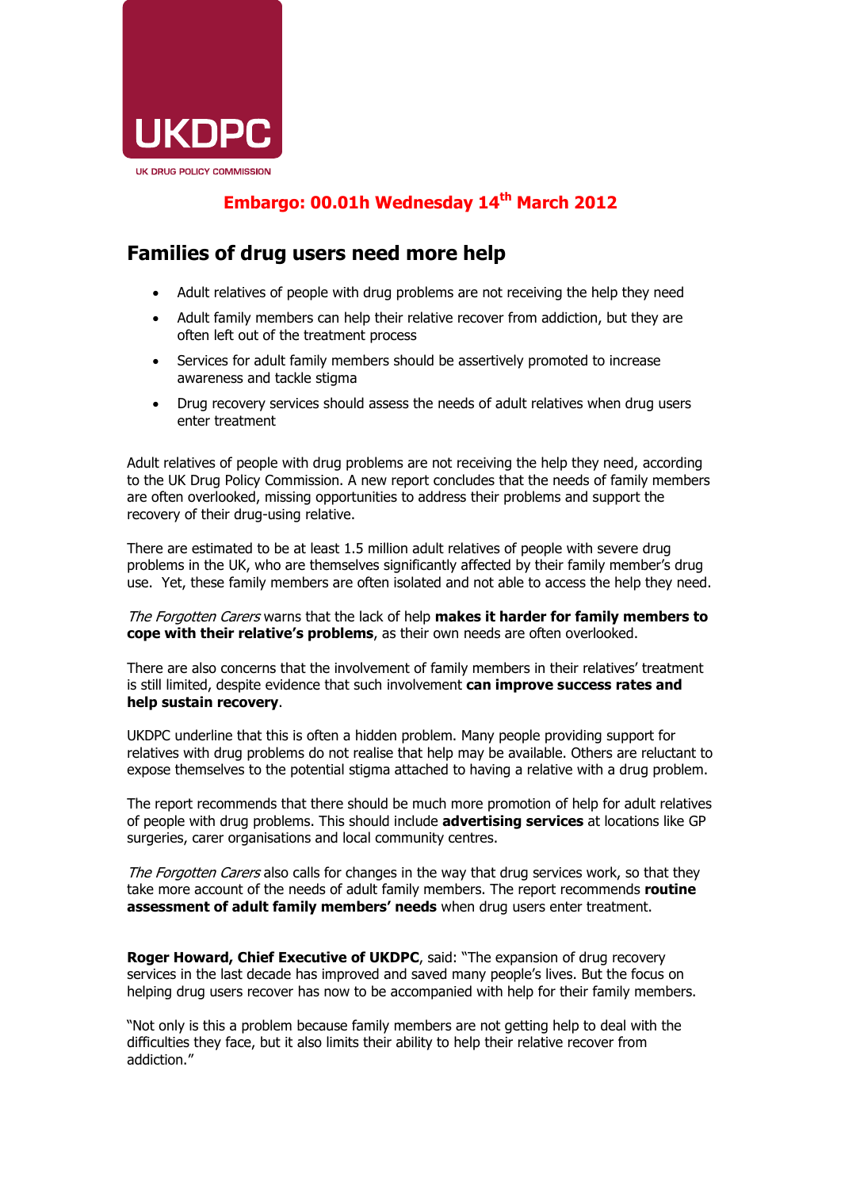UKDPC

UK DRUG POLICY COMMISSION

**Embargo: 00.01h Wednesday 14th March 2012**

# Families of drug users need more help

- Adult relatives of people with drug problems are not receiving the help they need
- Adult family members can help their relative recover from addiction, but they are often left out of the treatment process
- Services for adult family members should be assertively promoted to increase awareness and tackle stigma
- Drug recovery services should assess the needs of adult relatives when drug users enter treatment

Adult relatives of people with drug problems are not receiving the help they need, according to the UK Drug Policy Commission. A new report concludes that the needs of family members are often overlooked, missing opportunities to address their problems and support the recovery of their drug-using relative.

There are estimated to be at least 1.5 million adult relatives of people with severe drug problems in the UK, who are themselves significantly affected by their family member's drug use. Yet, these family members are often isolated and not able to access the help they need.

*The Forgotten Carers* warns that the lack of help **makes it harder for family members to cope with their relative's problems**, as their own needs are often overlooked.

There are also concerns that the involvement of family members in their relatives' treatment is still limited, despite evidence that such involvement **can improve success rates and help sustain recovery**.

UKDPC underline that this is often a hidden problem. Many people providing support for relatives with drug problems do not realise that help may be available. Others are reluctant to expose themselves to the potential stigma attached to having a relative with a drug problem.

The report recommends that there should be much more promotion of help for adult relatives of people with drug problems. This should include **advertising services** at locations like GP surgeries, carer organisations and local community centres.

*The Forgotten Carers* also calls for changes in the way that drug services work, so that they take more account of the needs of adult family members. The report recommends **routine assessment of adult family members' needs** when drug users enter treatment.

**Roger Howard, Chief Executive of UKDPC**, said: "The expansion of drug recovery services in the last decade has improved and saved many people's lives. But the focus on helping drug users recover has now to be accompanied with help for their family members.

"Not only is this a problem because family members are not getting help to deal with the difficulties they face, but it also limits their ability to help their relative recover from addiction."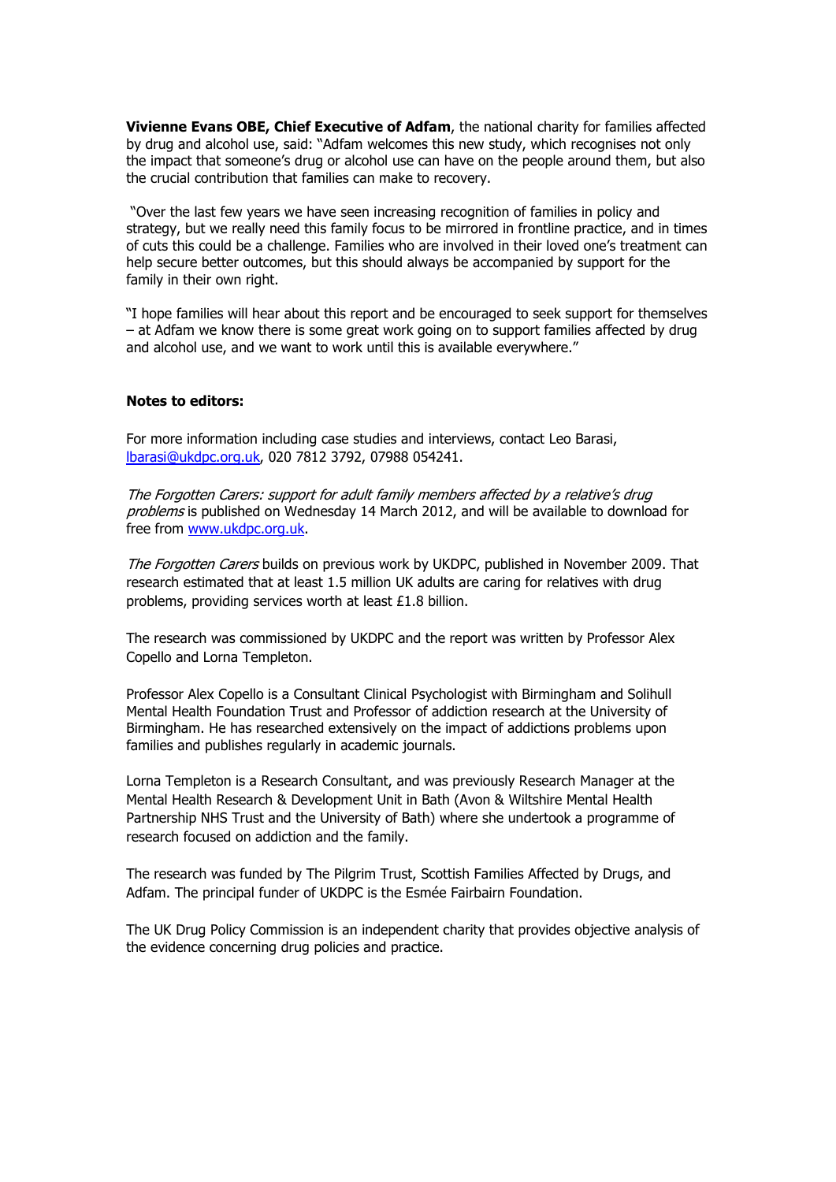**Vivienne Evans OBE, Chief Executive of Adfam**, the national charity for families affected by drug and alcohol use, said: "Adfam welcomes this new study, which recognises not only the impact that someone's drug or alcohol use can have on the people around them, but also the crucial contribution that families can make to recovery.

"Over the last few years we have seen increasing recognition of families in policy and strategy, but we really need this family focus to be mirrored in frontline practice, and in times of cuts this could be a challenge. Families who are involved in their loved one's treatment can help secure better outcomes, but this should always be accompanied by support for the family in their own right.

"I hope families will hear about this report and be encouraged to seek support for themselves – at Adfam we know there is some great work going on to support families affected by drug and alcohol use, and we want to work until this is available everywhere."

**Notes to editors:**

For more information including case studies and interviews, contact Leo Barasi, lbarasi@ukdpc.org.uk, 020 7812 3792, 07988 054241.

*The Forgotten Carers: support for adult family members affected by a relative's drug problems* is published on Wednesday 14 March 2012, and will be available to download for free from www.ukdpc.org.uk.

*The Forgotten Carers* builds on previous work by UKDPC, published in November 2009. That research estimated that at least 1.5 million UK adults are caring for relatives with drug problems, providing services worth at least £1.8 billion.

The research was commissioned by UKDPC and the report was written by Professor Alex Copello and Lorna Templeton.

Professor Alex Copello is a Consultant Clinical Psychologist with Birmingham and Solihull Mental Health Foundation Trust and Professor of addiction research at the University of Birmingham. He has researched extensively on the impact of addictions problems upon families and publishes regularly in academic journals.

Lorna Templeton is a Research Consultant, and was previously Research Manager at the Mental Health Research & Development Unit in Bath (Avon & Wiltshire Mental Health Partnership NHS Trust and the University of Bath) where she undertook a programme of research focused on addiction and the family.

The research was funded by The Pilgrim Trust, Scottish Families Affected by Drugs, and Adfam. The principal funder of UKDPC is the Esmée Fairbairn Foundation.

The UK Drug Policy Commission is an independent charity that provides objective analysis of the evidence concerning drug policies and practice.